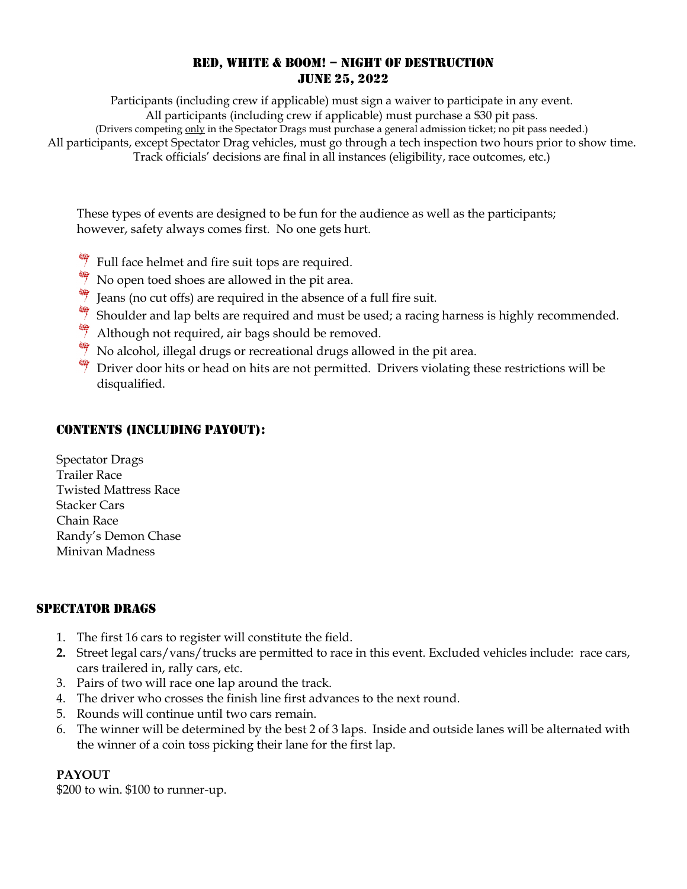# Red, White & Boom! – Night of Destruction
## June 25, 2022

Participants (including crew if applicable) must sign a waiver to participate in any event.
All participants (including crew if applicable) must purchase a $30 pit pass.
(Drivers competing only in the Spectator Drags must purchase a general admission ticket; no pit pass needed.)
All participants, except Spectator Drag vehicles, must go through a tech inspection two hours prior to show time.
Track officials' decisions are final in all instances (eligibility, race outcomes, etc.)

These types of events are designed to be fun for the audience as well as the participants; however, safety always comes first. No one gets hurt.

- Full face helmet and fire suit tops are required.
- No open toed shoes are allowed in the pit area.
- Jeans (no cut offs) are required in the absence of a full fire suit.
- Shoulder and lap belts are required and must be used; a racing harness is highly recommended.
- Although not required, air bags should be removed.
- No alcohol, illegal drugs or recreational drugs allowed in the pit area.
- Driver door hits or head on hits are not permitted. Drivers violating these restrictions will be disqualified.

## Contents (including payout):

Spectator Drags
Trailer Race
Twisted Mattress Race
Stacker Cars
Chain Race
Randy's Demon Chase
Minivan Madness

## Spectator Drags

1. The first 16 cars to register will constitute the field.
2. Street legal cars/vans/trucks are permitted to race in this event. Excluded vehicles include: race cars, cars trailered in, rally cars, etc.
3. Pairs of two will race one lap around the track.
4. The driver who crosses the finish line first advances to the next round.
5. Rounds will continue until two cars remain.
6. The winner will be determined by the best 2 of 3 laps. Inside and outside lanes will be alternated with the winner of a coin toss picking their lane for the first lap.

**PAYOUT**
$200 to win. $100 to runner-up.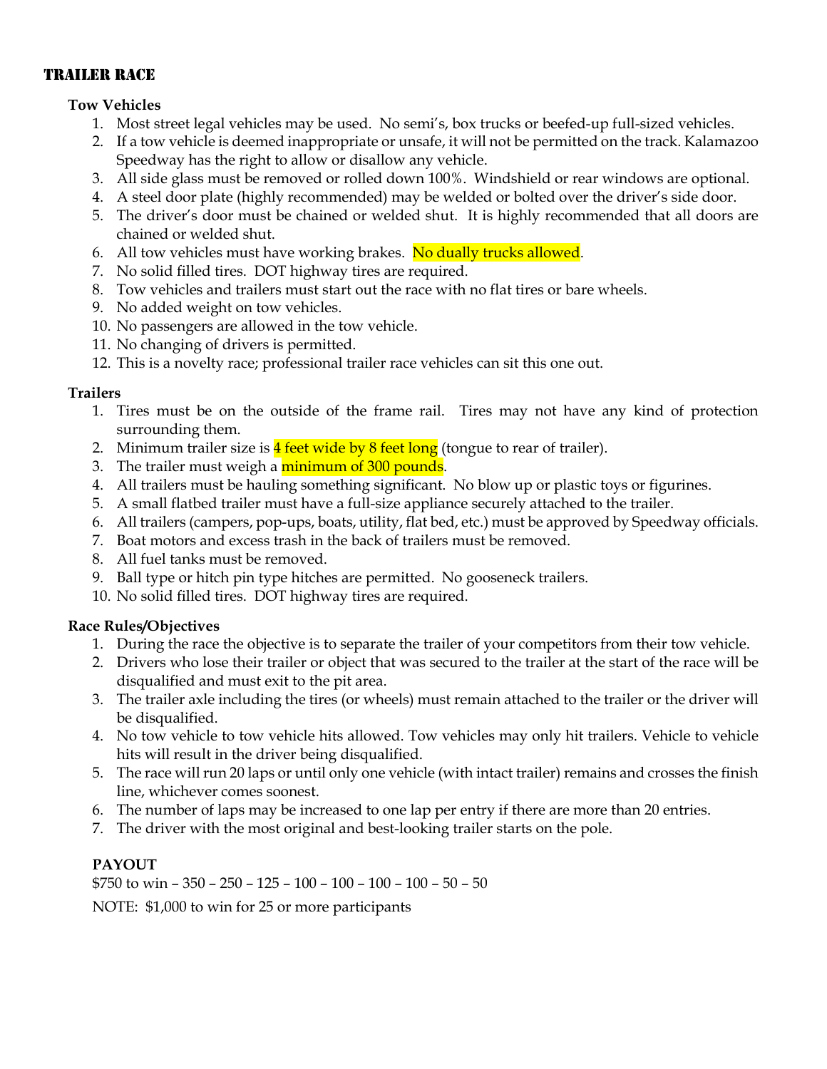# TRAILER RACE

### Tow Vehicles

1. Most street legal vehicles may be used. No semi's, box trucks or beefed-up full-sized vehicles.
2. If a tow vehicle is deemed inappropriate or unsafe, it will not be permitted on the track. Kalamazoo Speedway has the right to allow or disallow any vehicle.
3. All side glass must be removed or rolled down 100%. Windshield or rear windows are optional.
4. A steel door plate (highly recommended) may be welded or bolted over the driver's side door.
5. The driver's door must be chained or welded shut. It is highly recommended that all doors are chained or welded shut.
6. All tow vehicles must have working brakes. No dually trucks allowed.
7. No solid filled tires. DOT highway tires are required.
8. Tow vehicles and trailers must start out the race with no flat tires or bare wheels.
9. No added weight on tow vehicles.
10. No passengers are allowed in the tow vehicle.
11. No changing of drivers is permitted.
12. This is a novelty race; professional trailer race vehicles can sit this one out.

### Trailers

1. Tires must be on the outside of the frame rail. Tires may not have any kind of protection surrounding them.
2. Minimum trailer size is 4 feet wide by 8 feet long (tongue to rear of trailer).
3. The trailer must weigh a minimum of 300 pounds.
4. All trailers must be hauling something significant. No blow up or plastic toys or figurines.
5. A small flatbed trailer must have a full-size appliance securely attached to the trailer.
6. All trailers (campers, pop-ups, boats, utility, flat bed, etc.) must be approved by Speedway officials.
7. Boat motors and excess trash in the back of trailers must be removed.
8. All fuel tanks must be removed.
9. Ball type or hitch pin type hitches are permitted. No gooseneck trailers.
10. No solid filled tires. DOT highway tires are required.

### Race Rules/Objectives

1. During the race the objective is to separate the trailer of your competitors from their tow vehicle.
2. Drivers who lose their trailer or object that was secured to the trailer at the start of the race will be disqualified and must exit to the pit area.
3. The trailer axle including the tires (or wheels) must remain attached to the trailer or the driver will be disqualified.
4. No tow vehicle to tow vehicle hits allowed. Tow vehicles may only hit trailers. Vehicle to vehicle hits will result in the driver being disqualified.
5. The race will run 20 laps or until only one vehicle (with intact trailer) remains and crosses the finish line, whichever comes soonest.
6. The number of laps may be increased to one lap per entry if there are more than 20 entries.
7. The driver with the most original and best-looking trailer starts on the pole.

### PAYOUT

$750 to win – 350 – 250 – 125 – 100 – 100 – 100 – 100 – 50 – 50

NOTE: $1,000 to win for 25 or more participants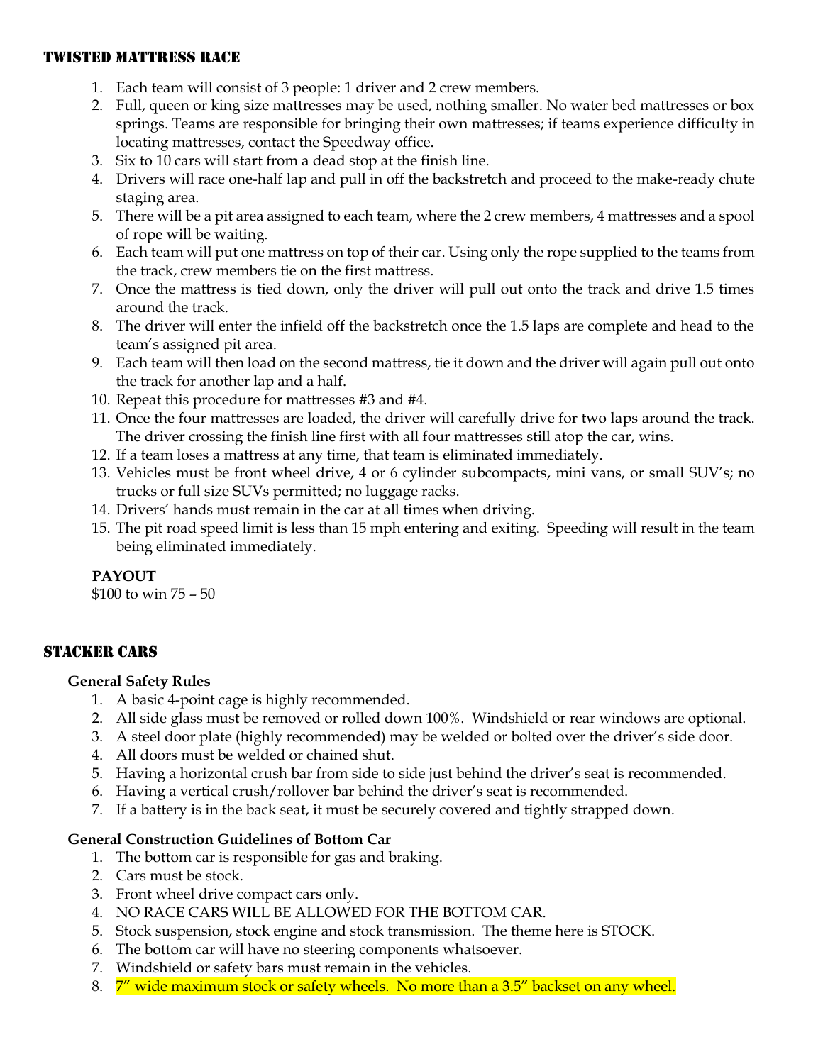## TWISTED MATTRESS RACE

1. Each team will consist of 3 people: 1 driver and 2 crew members.
2. Full, queen or king size mattresses may be used, nothing smaller. No water bed mattresses or box springs. Teams are responsible for bringing their own mattresses; if teams experience difficulty in locating mattresses, contact the Speedway office.
3. Six to 10 cars will start from a dead stop at the finish line.
4. Drivers will race one-half lap and pull in off the backstretch and proceed to the make-ready chute staging area.
5. There will be a pit area assigned to each team, where the 2 crew members, 4 mattresses and a spool of rope will be waiting.
6. Each team will put one mattress on top of their car. Using only the rope supplied to the teams from the track, crew members tie on the first mattress.
7. Once the mattress is tied down, only the driver will pull out onto the track and drive 1.5 times around the track.
8. The driver will enter the infield off the backstretch once the 1.5 laps are complete and head to the team's assigned pit area.
9. Each team will then load on the second mattress, tie it down and the driver will again pull out onto the track for another lap and a half.
10. Repeat this procedure for mattresses #3 and #4.
11. Once the four mattresses are loaded, the driver will carefully drive for two laps around the track. The driver crossing the finish line first with all four mattresses still atop the car, wins.
12. If a team loses a mattress at any time, that team is eliminated immediately.
13. Vehicles must be front wheel drive, 4 or 6 cylinder subcompacts, mini vans, or small SUV's; no trucks or full size SUVs permitted; no luggage racks.
14. Drivers' hands must remain in the car at all times when driving.
15. The pit road speed limit is less than 15 mph entering and exiting. Speeding will result in the team being eliminated immediately.

**PAYOUT**

$100 to win 75 – 50

## STACKER CARS

**General Safety Rules**

1. A basic 4-point cage is highly recommended.
2. All side glass must be removed or rolled down 100%. Windshield or rear windows are optional.
3. A steel door plate (highly recommended) may be welded or bolted over the driver's side door.
4. All doors must be welded or chained shut.
5. Having a horizontal crush bar from side to side just behind the driver's seat is recommended.
6. Having a vertical crush/rollover bar behind the driver's seat is recommended.
7. If a battery is in the back seat, it must be securely covered and tightly strapped down.

**General Construction Guidelines of Bottom Car**

1. The bottom car is responsible for gas and braking.
2. Cars must be stock.
3. Front wheel drive compact cars only.
4. NO RACE CARS WILL BE ALLOWED FOR THE BOTTOM CAR.
5. Stock suspension, stock engine and stock transmission. The theme here is STOCK.
6. The bottom car will have no steering components whatsoever.
7. Windshield or safety bars must remain in the vehicles.
8. 7" wide maximum stock or safety wheels. No more than a 3.5" backset on any wheel.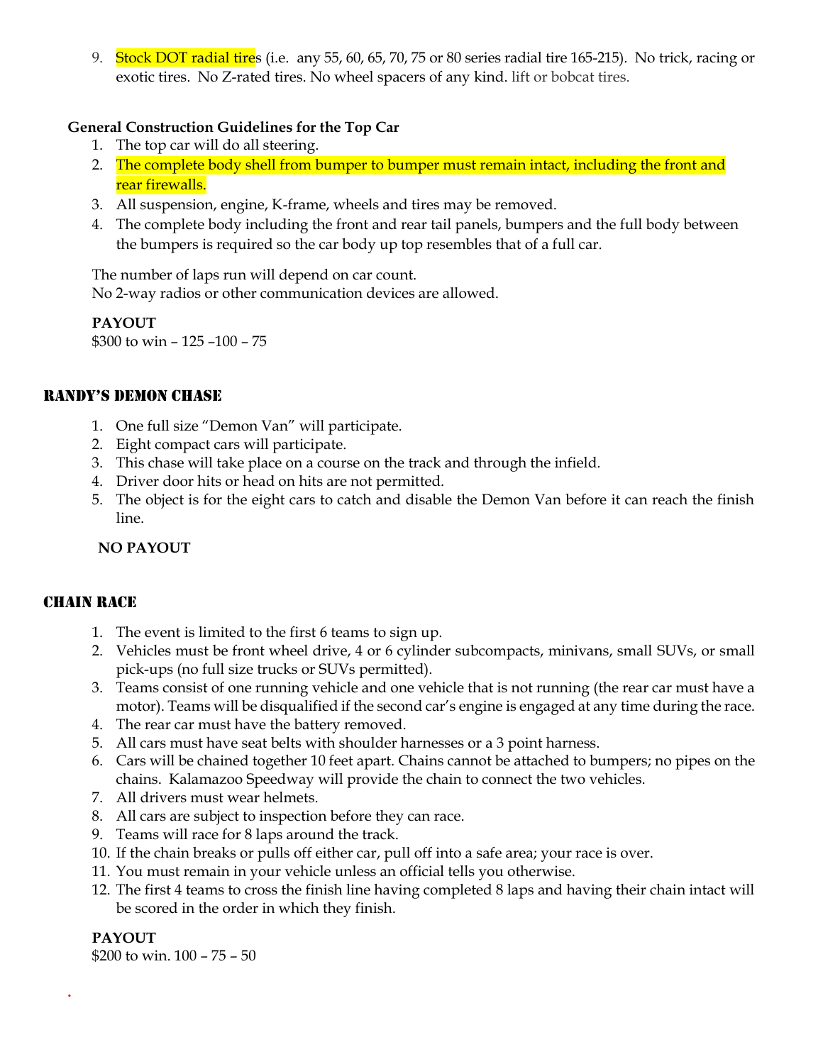9. Stock DOT radial tires (i.e. any 55, 60, 65, 70, 75 or 80 series radial tire 165-215). No trick, racing or exotic tires. No Z-rated tires. No wheel spacers of any kind. lift or bobcat tires.

**General Construction Guidelines for the Top Car**

1. The top car will do all steering.
2. The complete body shell from bumper to bumper must remain intact, including the front and rear firewalls.
3. All suspension, engine, K-frame, wheels and tires may be removed.
4. The complete body including the front and rear tail panels, bumpers and the full body between the bumpers is required so the car body up top resembles that of a full car.

The number of laps run will depend on car count.
No 2-way radios or other communication devices are allowed.

**PAYOUT**
$300 to win – 125 –100 – 75

## RANDY'S DEMON CHASE

1. One full size "Demon Van" will participate.
2. Eight compact cars will participate.
3. This chase will take place on a course on the track and through the infield.
4. Driver door hits or head on hits are not permitted.
5. The object is for the eight cars to catch and disable the Demon Van before it can reach the finish line.

**NO PAYOUT**

## CHAIN RACE

1. The event is limited to the first 6 teams to sign up.
2. Vehicles must be front wheel drive, 4 or 6 cylinder subcompacts, minivans, small SUVs, or small pick-ups (no full size trucks or SUVs permitted).
3. Teams consist of one running vehicle and one vehicle that is not running (the rear car must have a motor). Teams will be disqualified if the second car's engine is engaged at any time during the race.
4. The rear car must have the battery removed.
5. All cars must have seat belts with shoulder harnesses or a 3 point harness.
6. Cars will be chained together 10 feet apart. Chains cannot be attached to bumpers; no pipes on the chains. Kalamazoo Speedway will provide the chain to connect the two vehicles.
7. All drivers must wear helmets.
8. All cars are subject to inspection before they can race.
9. Teams will race for 8 laps around the track.
10. If the chain breaks or pulls off either car, pull off into a safe area; your race is over.
11. You must remain in your vehicle unless an official tells you otherwise.
12. The first 4 teams to cross the finish line having completed 8 laps and having their chain intact will be scored in the order in which they finish.

**PAYOUT**
$200 to win. 100 – 75 – 50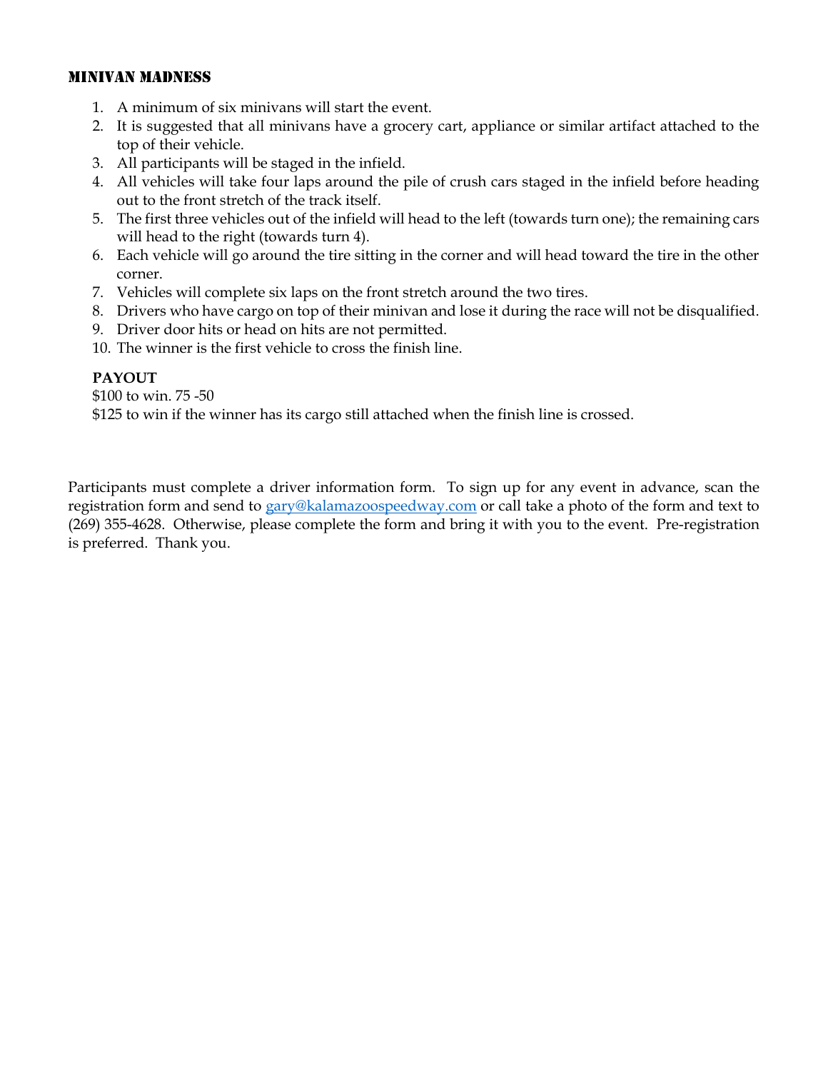## Minivan Madness

1. A minimum of six minivans will start the event.
2. It is suggested that all minivans have a grocery cart, appliance or similar artifact attached to the top of their vehicle.
3. All participants will be staged in the infield.
4. All vehicles will take four laps around the pile of crush cars staged in the infield before heading out to the front stretch of the track itself.
5. The first three vehicles out of the infield will head to the left (towards turn one); the remaining cars will head to the right (towards turn 4).
6. Each vehicle will go around the tire sitting in the corner and will head toward the tire in the other corner.
7. Vehicles will complete six laps on the front stretch around the two tires.
8. Drivers who have cargo on top of their minivan and lose it during the race will not be disqualified.
9. Driver door hits or head on hits are not permitted.
10. The winner is the first vehicle to cross the finish line.

**PAYOUT**

$100 to win. 75 -50
$125 to win if the winner has its cargo still attached when the finish line is crossed.

Participants must complete a driver information form. To sign up for any event in advance, scan the registration form and send to gary@kalamazoospeedway.com or call take a photo of the form and text to (269) 355-4628. Otherwise, please complete the form and bring it with you to the event. Pre-registration is preferred. Thank you.